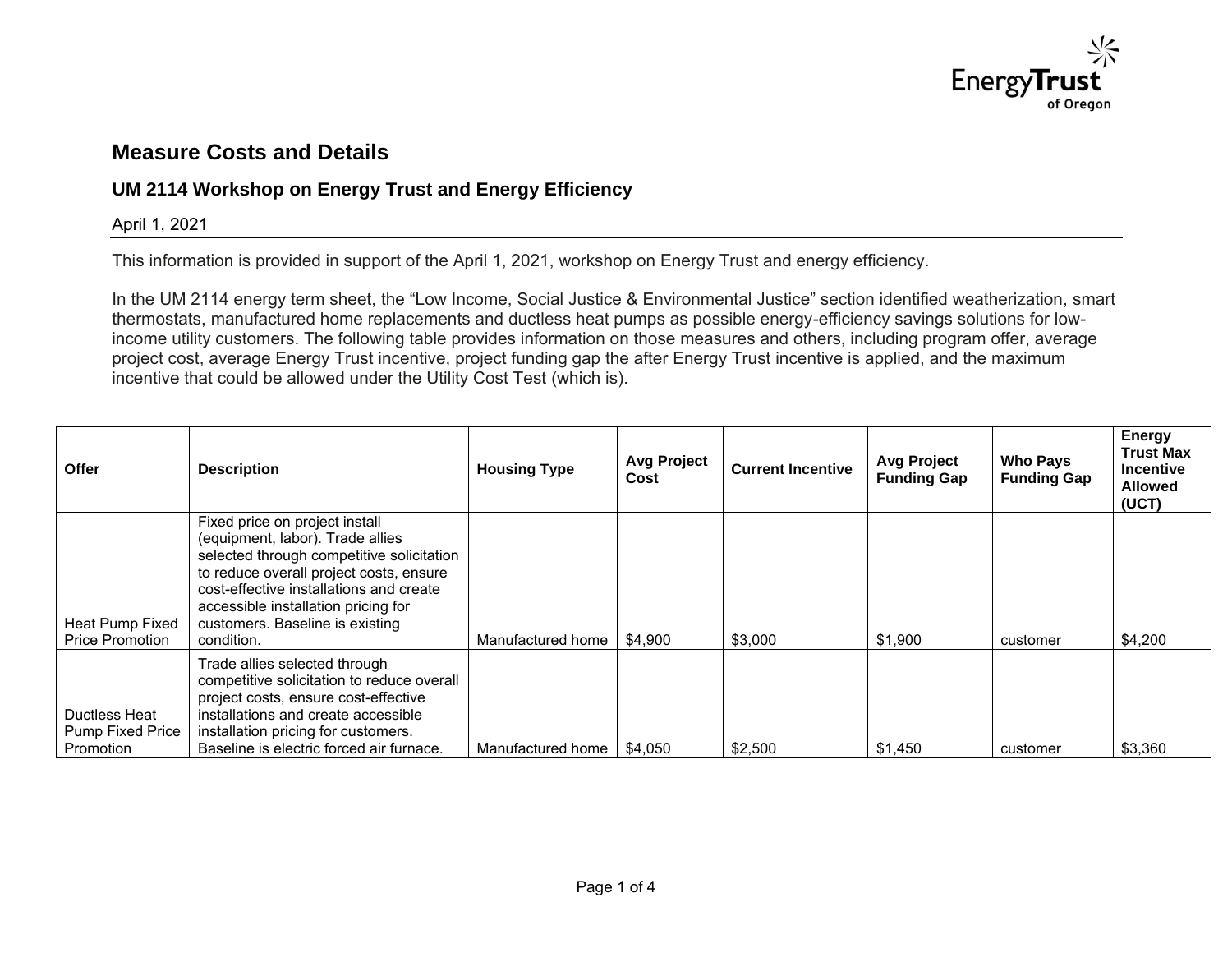# Measure Costs and Details

## UM 2114 Workshop on Energy Trust and Energy Efficiency

April 1, 2021

This information is provided in support of the April 1, 2021, workshop on Energy Trust and energy efficiency.

In the UM 2114 energy term sheet, the "Low Income, Social Justice & Environmental Justice" section identified weatherization, smart thermostats, manufactured home replacements and ductless heat pumps as possible energy-efficiency savings solutions for low-income utility customers. The following table provides information on those measures and others, including program offer, average project cost, average Energy Trust incentive, project funding gap the after Energy Trust incentive is applied, and the maximum incentive that could be allowed under the Utility Cost Test (which is).

| Offer | Description | Housing Type | Avg Project Cost | Current Incentive | Avg Project Funding Gap | Who Pays Funding Gap | Energy Trust Max Incentive Allowed (UCT) |
|---|---|---|---|---|---|---|---|
| Heat Pump Fixed Price Promotion | Fixed price on project install (equipment, labor). Trade allies selected through competitive solicitation to reduce overall project costs, ensure cost-effective installations and create accessible installation pricing for customers. Baseline is existing condition. | Manufactured home | $4,900 | $3,000 | $1,900 | customer | $4,200 |
| Ductless Heat Pump Fixed Price Promotion | Trade allies selected through competitive solicitation to reduce overall project costs, ensure cost-effective installations and create accessible installation pricing for customers. Baseline is electric forced air furnace. | Manufactured home | $4,050 | $2,500 | $1,450 | customer | $3,360 |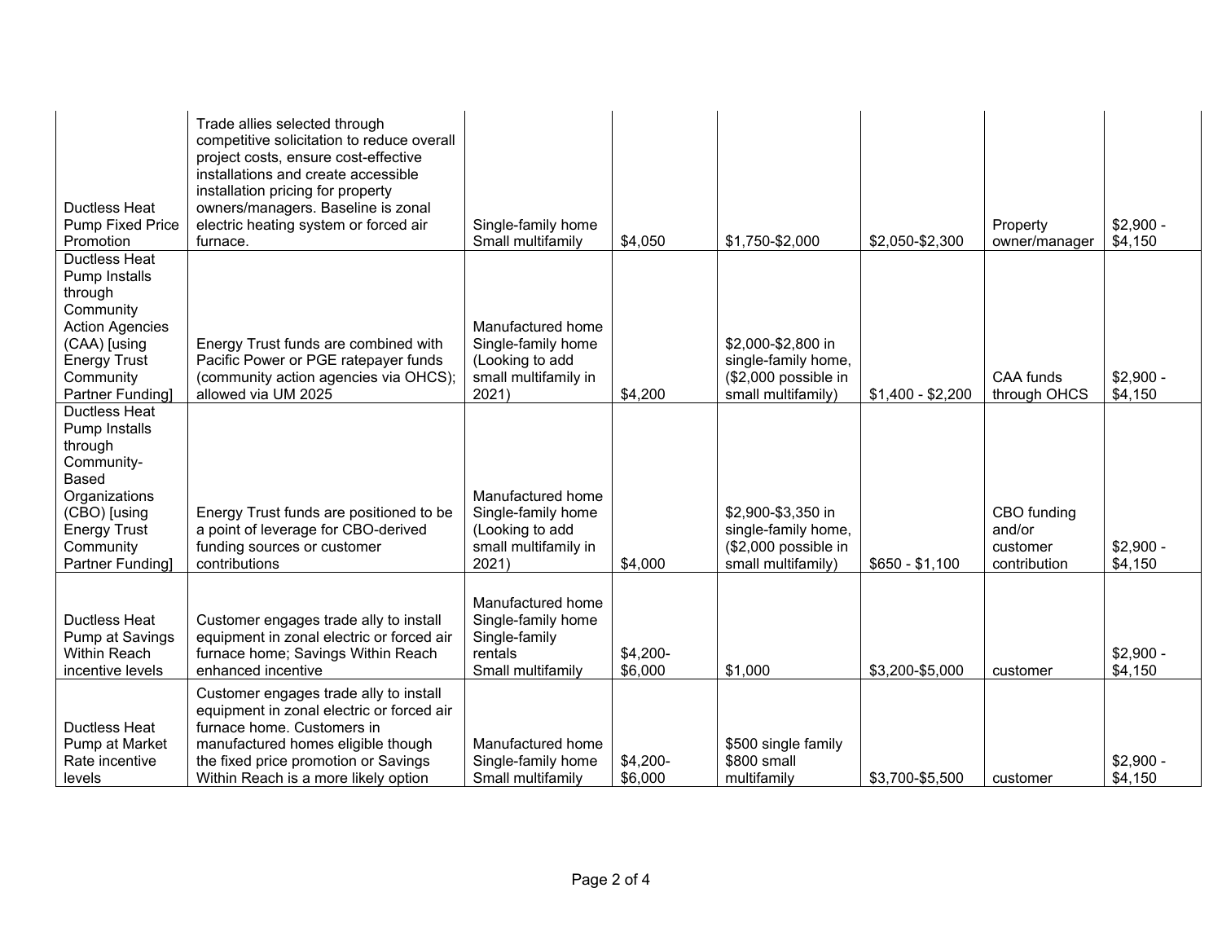| | | | | | | | |
|---|---|---|---|---|---|---|---|
| Ductless Heat Pump Fixed Price Promotion | Trade allies selected through competitive solicitation to reduce overall project costs, ensure cost-effective installations and create accessible installation pricing for property owners/managers. Baseline is zonal electric heating system or forced air furnace. | Single-family home Small multifamily | $4,050 | $1,750-$2,000 | $2,050-$2,300 | Property owner/manager | $2,900 - $4,150 |
| Ductless Heat Pump Installs through Community Action Agencies (CAA) [using Energy Trust Community Partner Funding] | Energy Trust funds are combined with Pacific Power or PGE ratepayer funds (community action agencies via OHCS); allowed via UM 2025 | Manufactured home Single-family home (Looking to add small multifamily in 2021) | $4,200 | $2,000-$2,800 in single-family home, ($2,000 possible in small multifamily) | $1,400 - $2,200 | CAA funds through OHCS | $2,900 - $4,150 |
| Ductless Heat Pump Installs through Community-Based Organizations (CBO) [using Energy Trust Community Partner Funding] | Energy Trust funds are positioned to be a point of leverage for CBO-derived funding sources or customer contributions | Manufactured home Single-family home (Looking to add small multifamily in 2021) | $4,000 | $2,900-$3,350 in single-family home, ($2,000 possible in small multifamily) | $650 - $1,100 | CBO funding and/or customer contribution | $2,900 - $4,150 |
| Ductless Heat Pump at Savings Within Reach incentive levels | Customer engages trade ally to install equipment in zonal electric or forced air furnace home; Savings Within Reach enhanced incentive | Manufactured home Single-family home Single-family rentals Small multifamily | $4,200-$6,000 | $1,000 | $3,200-$5,000 | customer | $2,900 - $4,150 |
| Ductless Heat Pump at Market Rate incentive levels | Customer engages trade ally to install equipment in zonal electric or forced air furnace home. Customers in manufactured homes eligible though the fixed price promotion or Savings Within Reach is a more likely option | Manufactured home Single-family home Small multifamily | $4,200-$6,000 | $500 single family $800 small multifamily | $3,700-$5,500 | customer | $2,900 - $4,150 |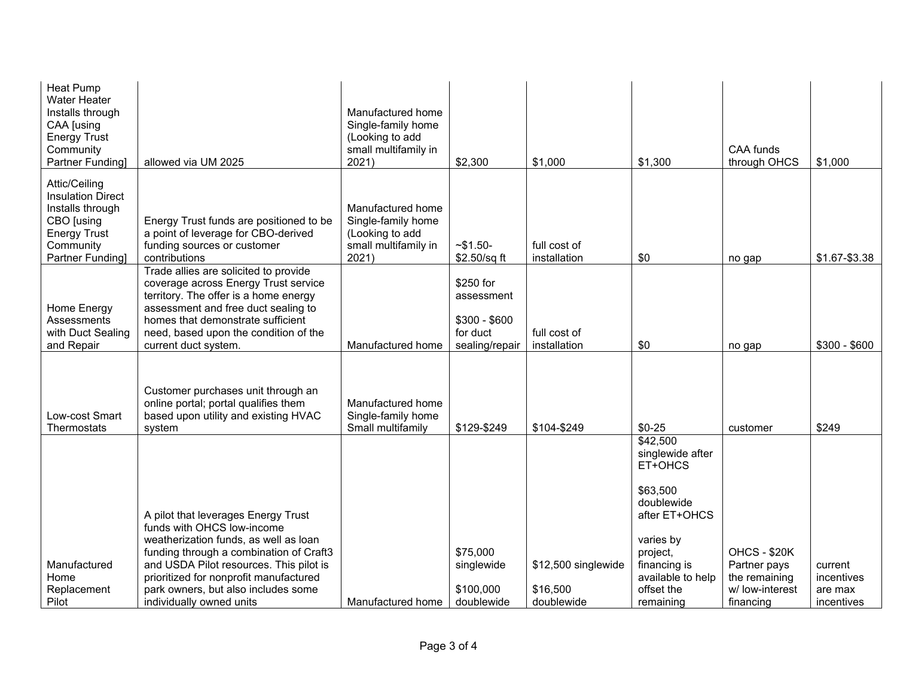| | | | | | | | |
|---|---|---|---|---|---|---|---|
| Heat Pump Water Heater Installs through CAA [using Energy Trust Community Partner Funding] | allowed via UM 2025 | Manufactured home<br>Single-family home<br>(Looking to add small multifamily in 2021) | $2,300 | $1,000 | $1,300 | CAA funds through OHCS | $1,000 |
| Attic/Ceiling Insulation Direct Installs through CBO [using Energy Trust Community Partner Funding] | Energy Trust funds are positioned to be a point of leverage for CBO-derived funding sources or customer contributions | Manufactured home<br>Single-family home<br>(Looking to add small multifamily in 2021) | ~$1.50-$2.50/sq ft | full cost of installation | $0 | no gap | $1.67-$3.38 |
| Home Energy Assessments with Duct Sealing and Repair | Trade allies are solicited to provide coverage across Energy Trust service territory. The offer is a home energy assessment and free duct sealing to homes that demonstrate sufficient need, based upon the condition of the current duct system. | Manufactured home | $250 for assessment<br><br>$300 - $600 for duct sealing/repair | full cost of installation | $0 | no gap | $300 - $600 |
| Low-cost Smart Thermostats | Customer purchases unit through an online portal; portal qualifies them based upon utility and existing HVAC system | Manufactured home<br>Single-family home<br>Small multifamily | $129-$249 | $104-$249 | $0-25 | customer | $249 |
| Manufactured Home Replacement Pilot | A pilot that leverages Energy Trust funds with OHCS low-income weatherization funds, as well as loan funding through a combination of Craft3 and USDA Pilot resources. This pilot is prioritized for nonprofit manufactured park owners, but also includes some individually owned units | Manufactured home | $75,000 singlewide<br><br>$100,000 doublewide | $12,500 singlewide<br><br>$16,500 doublewide | $42,500 singlewide after ET+OHCS<br><br>$63,500 doublewide after ET+OHCS<br><br>varies by project, financing is available to help offset the remaining | OHCS - $20K<br>Partner pays the remaining w/ low-interest financing | current incentives are max incentives |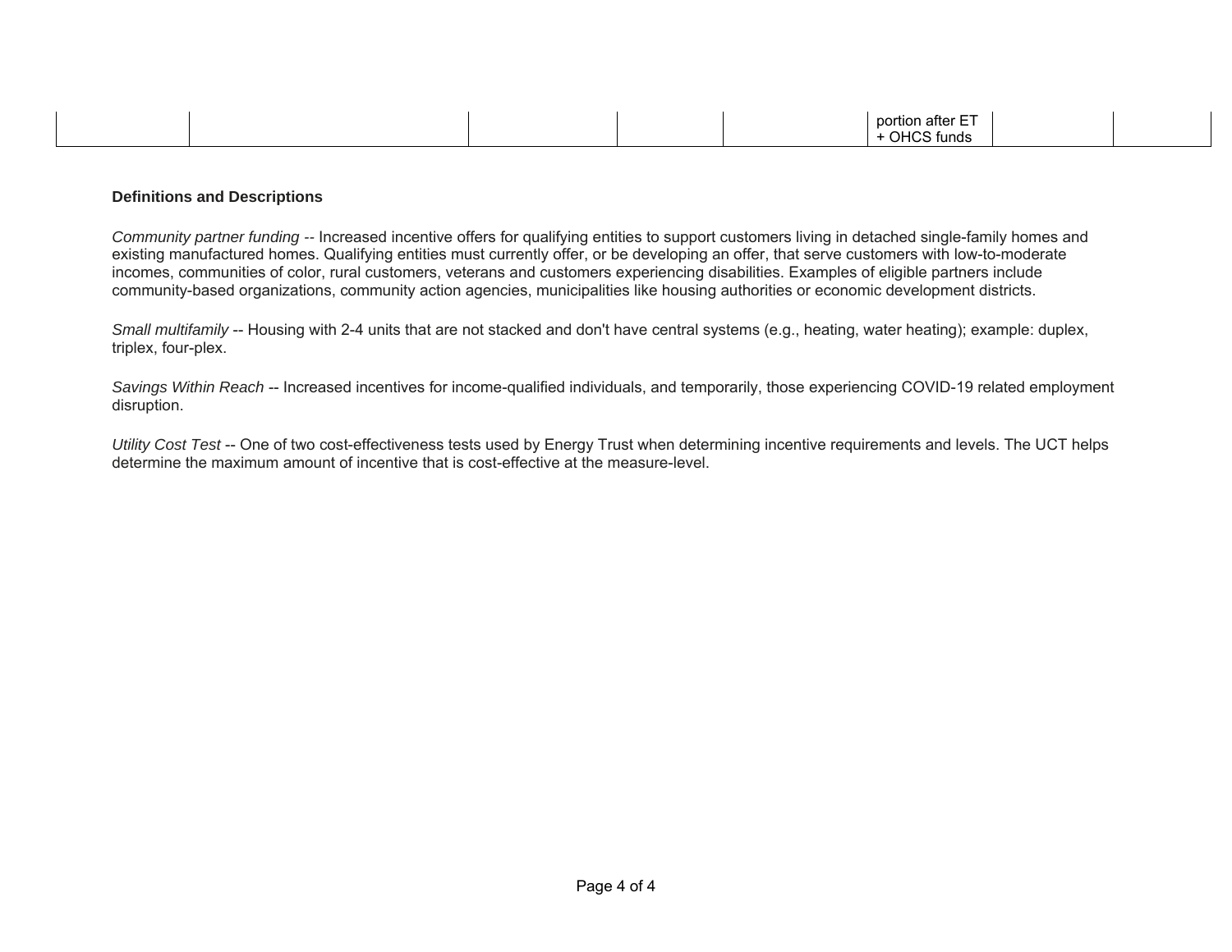| | | | | | | | |
|---|---|---|---|---|---|---|---|
| | | | | | portion after ET + OHCS funds | | |

**Definitions and Descriptions**

*Community partner funding* -- Increased incentive offers for qualifying entities to support customers living in detached single-family homes and existing manufactured homes. Qualifying entities must currently offer, or be developing an offer, that serve customers with low-to-moderate incomes, communities of color, rural customers, veterans and customers experiencing disabilities. Examples of eligible partners include community-based organizations, community action agencies, municipalities like housing authorities or economic development districts.

*Small multifamily* -- Housing with 2-4 units that are not stacked and don't have central systems (e.g., heating, water heating); example: duplex, triplex, four-plex.

*Savings Within Reach* -- Increased incentives for income-qualified individuals, and temporarily, those experiencing COVID-19 related employment disruption.

*Utility Cost Test* -- One of two cost-effectiveness tests used by Energy Trust when determining incentive requirements and levels. The UCT helps determine the maximum amount of incentive that is cost-effective at the measure-level.